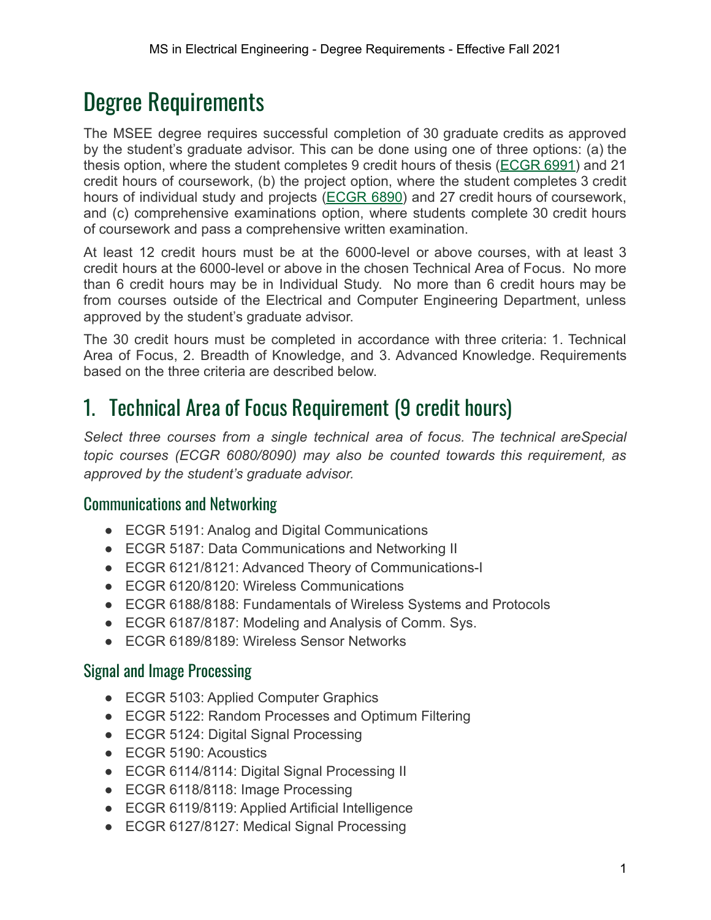# Degree Requirements

The MSEE degree requires successful completion of 30 graduate credits as approved by the student's graduate advisor. This can be done using one of three options: (a) the thesis option, where the student completes 9 credit hours of thesis ([ECGR 6991]) and 21 credit hours of coursework, (b) the project option, where the student completes 3 credit hours of individual study and projects ([ECGR 6890]) and 27 credit hours of coursework, and (c) comprehensive examinations option, where students complete 30 credit hours of coursework and pass a comprehensive written examination.

At least 12 credit hours must be at the 6000-level or above courses, with at least 3 credit hours at the 6000-level or above in the chosen Technical Area of Focus. No more than 6 credit hours may be in Individual Study. No more than 6 credit hours may be from courses outside of the Electrical and Computer Engineering Department, unless approved by the student's graduate advisor.

The 30 credit hours must be completed in accordance with three criteria: 1. Technical Area of Focus, 2. Breadth of Knowledge, and 3. Advanced Knowledge. Requirements based on the three criteria are described below.

## 1. Technical Area of Focus Requirement (9 credit hours)

*Select three courses from a single technical area of focus. The technical areSpecial topic courses (ECGR 6080/8090) may also be counted towards this requirement, as approved by the student's graduate advisor.*

### Communications and Networking

- ECGR 5191: Analog and Digital Communications
- ECGR 5187: Data Communications and Networking II
- ECGR 6121/8121: Advanced Theory of Communications-I
- ECGR 6120/8120: Wireless Communications
- ECGR 6188/8188: Fundamentals of Wireless Systems and Protocols
- ECGR 6187/8187: Modeling and Analysis of Comm. Sys.
- ECGR 6189/8189: Wireless Sensor Networks

### Signal and Image Processing

- ECGR 5103: Applied Computer Graphics
- ECGR 5122: Random Processes and Optimum Filtering
- ECGR 5124: Digital Signal Processing
- ECGR 5190: Acoustics
- ECGR 6114/8114: Digital Signal Processing II
- ECGR 6118/8118: Image Processing
- ECGR 6119/8119: Applied Artificial Intelligence
- ECGR 6127/8127: Medical Signal Processing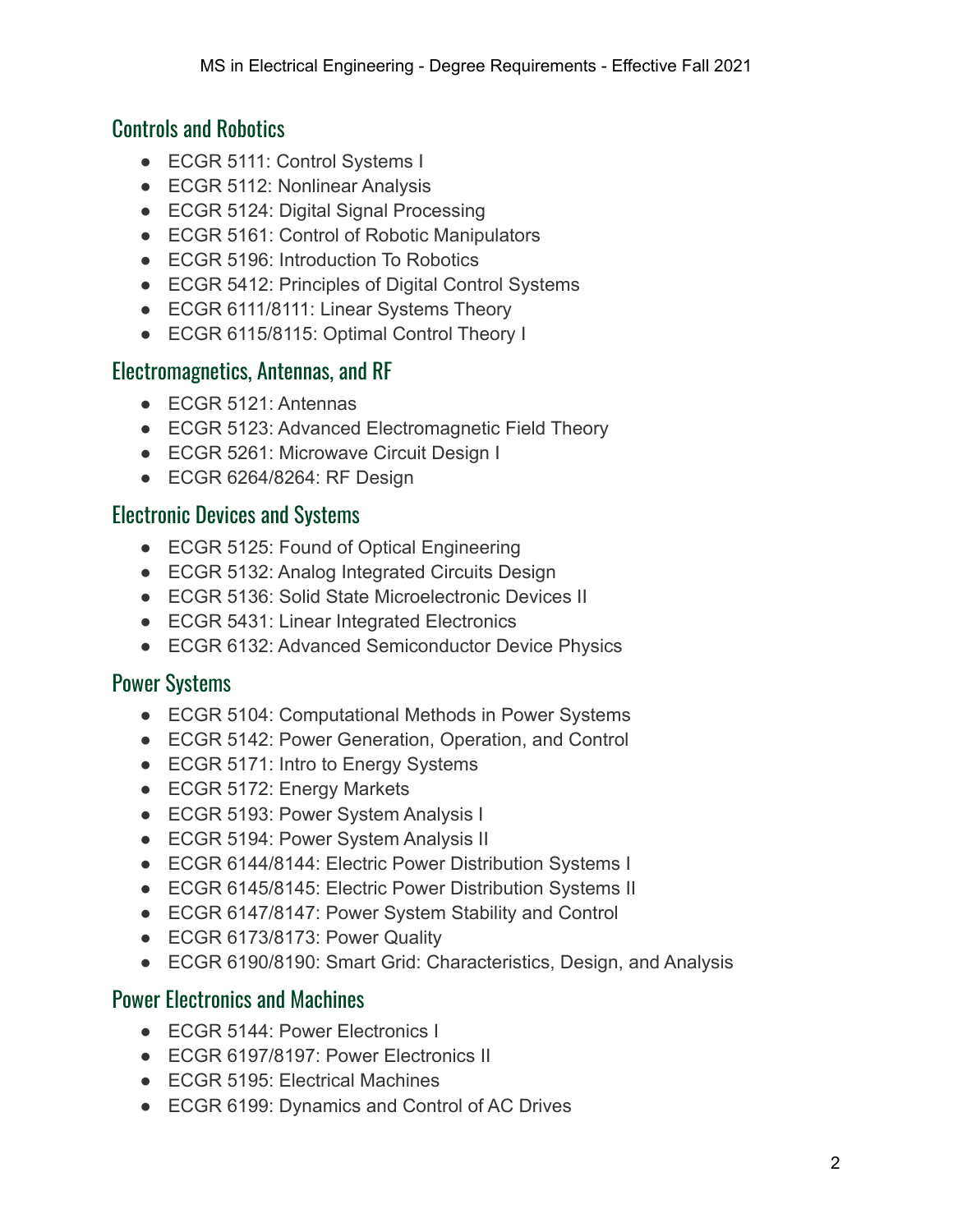## Controls and Robotics

- ECGR 5111: Control Systems I
- ECGR 5112: Nonlinear Analysis
- ECGR 5124: Digital Signal Processing
- ECGR 5161: Control of Robotic Manipulators
- ECGR 5196: Introduction To Robotics
- ECGR 5412: Principles of Digital Control Systems
- ECGR 6111/8111: Linear Systems Theory
- ECGR 6115/8115: Optimal Control Theory I

## Electromagnetics, Antennas, and RF

- ECGR 5121: Antennas
- ECGR 5123: Advanced Electromagnetic Field Theory
- ECGR 5261: Microwave Circuit Design I
- ECGR 6264/8264: RF Design

## Electronic Devices and Systems

- ECGR 5125: Found of Optical Engineering
- ECGR 5132: Analog Integrated Circuits Design
- ECGR 5136: Solid State Microelectronic Devices II
- ECGR 5431: Linear Integrated Electronics
- ECGR 6132: Advanced Semiconductor Device Physics

## Power Systems

- ECGR 5104: Computational Methods in Power Systems
- ECGR 5142: Power Generation, Operation, and Control
- ECGR 5171: Intro to Energy Systems
- ECGR 5172: Energy Markets
- ECGR 5193: Power System Analysis I
- ECGR 5194: Power System Analysis II
- ECGR 6144/8144: Electric Power Distribution Systems I
- ECGR 6145/8145: Electric Power Distribution Systems II
- ECGR 6147/8147: Power System Stability and Control
- ECGR 6173/8173: Power Quality
- ECGR 6190/8190: Smart Grid: Characteristics, Design, and Analysis

## Power Electronics and Machines

- ECGR 5144: Power Electronics I
- ECGR 6197/8197: Power Electronics II
- ECGR 5195: Electrical Machines
- ECGR 6199: Dynamics and Control of AC Drives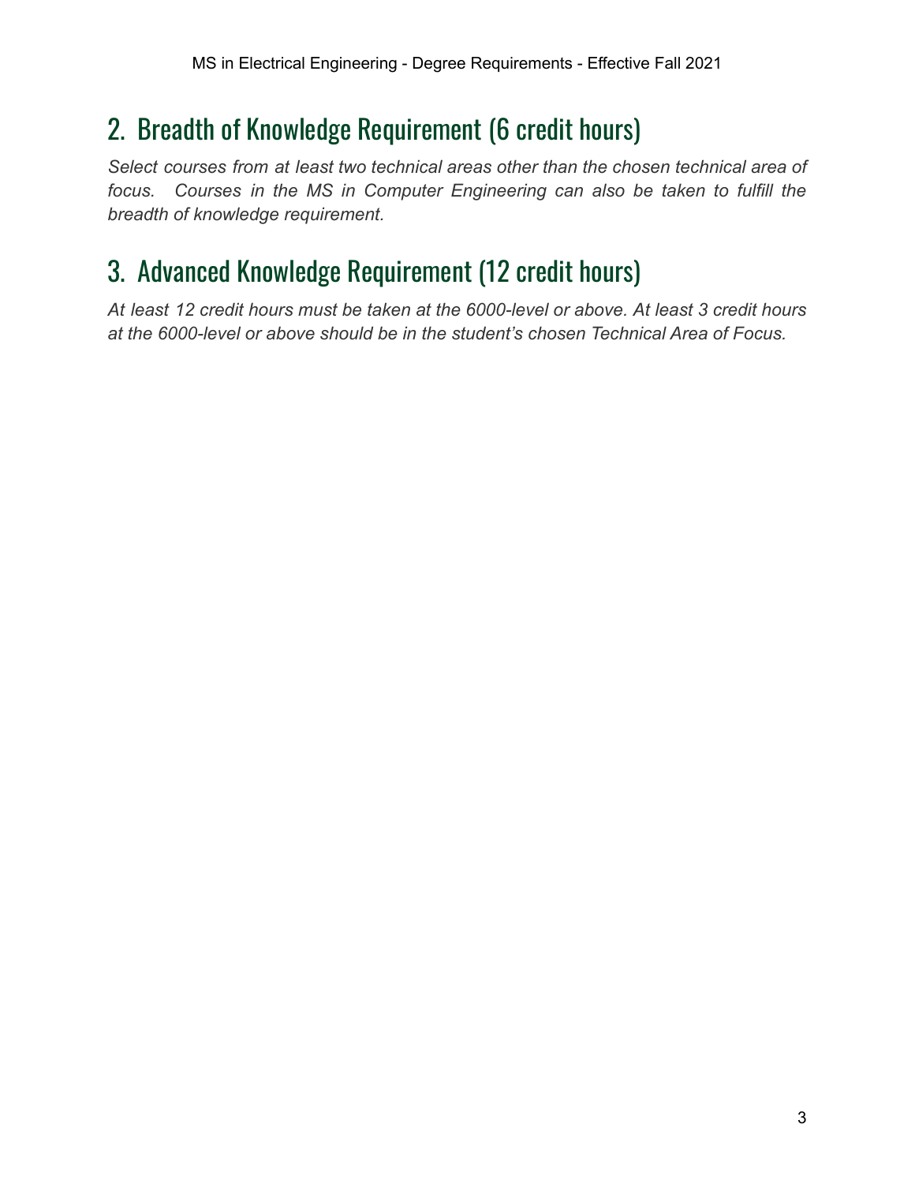## 2. Breadth of Knowledge Requirement (6 credit hours)

*Select courses from at least two technical areas other than the chosen technical area of focus. Courses in the MS in Computer Engineering can also be taken to fulfill the breadth of knowledge requirement.*

## 3. Advanced Knowledge Requirement (12 credit hours)

*At least 12 credit hours must be taken at the 6000-level or above. At least 3 credit hours at the 6000-level or above should be in the student's chosen Technical Area of Focus.*